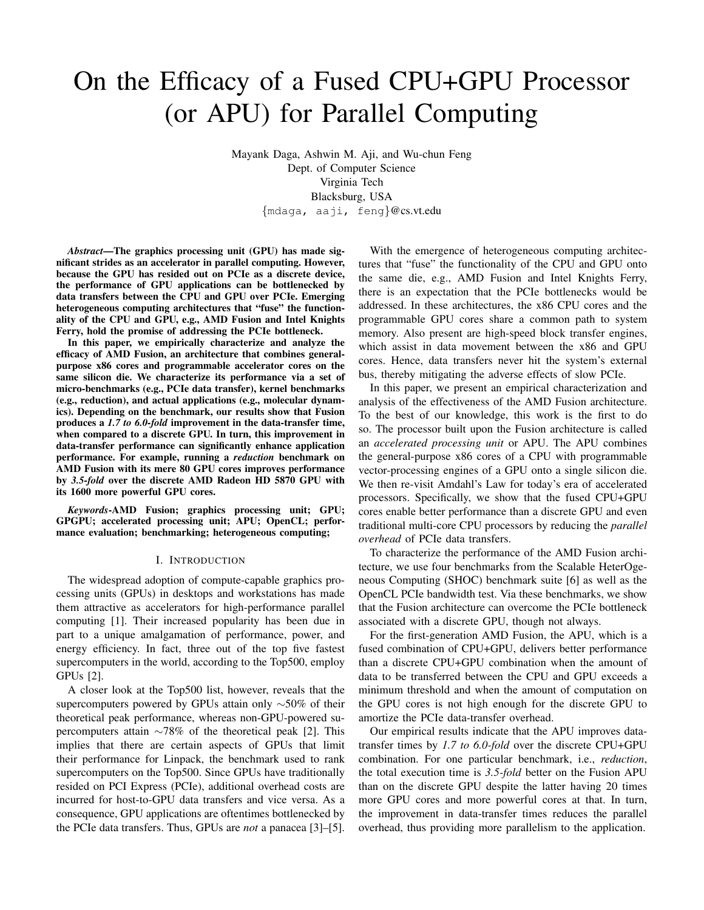# On the Efficacy of a Fused CPU+GPU Processor (or APU) for Parallel Computing

Mayank Daga, Ashwin M. Aji, and Wu-chun Feng
Dept. of Computer Science
Virginia Tech
Blacksburg, USA
{mdaga, aaji, feng}@cs.vt.edu

***Abstract*—The graphics processing unit (GPU) has made significant strides as an accelerator in parallel computing. However, because the GPU has resided out on PCIe as a discrete device, the performance of GPU applications can be bottlenecked by data transfers between the CPU and GPU over PCIe. Emerging heterogeneous computing architectures that "fuse" the functionality of the CPU and GPU, e.g., AMD Fusion and Intel Knights Ferry, hold the promise of addressing the PCIe bottleneck.**

**In this paper, we empirically characterize and analyze the efficacy of AMD Fusion, an architecture that combines general-purpose x86 cores and programmable accelerator cores on the same silicon die. We characterize its performance via a set of micro-benchmarks (e.g., PCIe data transfer), kernel benchmarks (e.g., reduction), and actual applications (e.g., molecular dynamics). Depending on the benchmark, our results show that Fusion produces a *1.7 to 6.0-fold* improvement in the data-transfer time, when compared to a discrete GPU. In turn, this improvement in data-transfer performance can significantly enhance application performance. For example, running a *reduction* benchmark on AMD Fusion with its mere 80 GPU cores improves performance by *3.5-fold* over the discrete AMD Radeon HD 5870 GPU with its 1600 more powerful GPU cores.**

***Keywords*-AMD Fusion; graphics processing unit; GPU; GPGPU; accelerated processing unit; APU; OpenCL; performance evaluation; benchmarking; heterogeneous computing;**

## I. Introduction

The widespread adoption of compute-capable graphics processing units (GPUs) in desktops and workstations has made them attractive as accelerators for high-performance parallel computing [1]. Their increased popularity has been due in part to a unique amalgamation of performance, power, and energy efficiency. In fact, three out of the top five fastest supercomputers in the world, according to the Top500, employ GPUs [2].

A closer look at the Top500 list, however, reveals that the supercomputers powered by GPUs attain only ∼50% of their theoretical peak performance, whereas non-GPU-powered supercomputers attain ∼78% of the theoretical peak [2]. This implies that there are certain aspects of GPUs that limit their performance for Linpack, the benchmark used to rank supercomputers on the Top500. Since GPUs have traditionally resided on PCI Express (PCIe), additional overhead costs are incurred for host-to-GPU data transfers and vice versa. As a consequence, GPU applications are oftentimes bottlenecked by the PCIe data transfers. Thus, GPUs are *not* a panacea [3]–[5].

With the emergence of heterogeneous computing architectures that "fuse" the functionality of the CPU and GPU onto the same die, e.g., AMD Fusion and Intel Knights Ferry, there is an expectation that the PCIe bottlenecks would be addressed. In these architectures, the x86 CPU cores and the programmable GPU cores share a common path to system memory. Also present are high-speed block transfer engines, which assist in data movement between the x86 and GPU cores. Hence, data transfers never hit the system's external bus, thereby mitigating the adverse effects of slow PCIe.

In this paper, we present an empirical characterization and analysis of the effectiveness of the AMD Fusion architecture. To the best of our knowledge, this work is the first to do so. The processor built upon the Fusion architecture is called an *accelerated processing unit* or APU. The APU combines the general-purpose x86 cores of a CPU with programmable vector-processing engines of a GPU onto a single silicon die. We then re-visit Amdahl's Law for today's era of accelerated processors. Specifically, we show that the fused CPU+GPU cores enable better performance than a discrete GPU and even traditional multi-core CPU processors by reducing the *parallel overhead* of PCIe data transfers.

To characterize the performance of the AMD Fusion architecture, we use four benchmarks from the Scalable HeterOgeneous Computing (SHOC) benchmark suite [6] as well as the OpenCL PCIe bandwidth test. Via these benchmarks, we show that the Fusion architecture can overcome the PCIe bottleneck associated with a discrete GPU, though not always.

For the first-generation AMD Fusion, the APU, which is a fused combination of CPU+GPU, delivers better performance than a discrete CPU+GPU combination when the amount of data to be transferred between the CPU and GPU exceeds a minimum threshold and when the amount of computation on the GPU cores is not high enough for the discrete GPU to amortize the PCIe data-transfer overhead.

Our empirical results indicate that the APU improves data-transfer times by *1.7 to 6.0-fold* over the discrete CPU+GPU combination. For one particular benchmark, i.e., *reduction*, the total execution time is *3.5-fold* better on the Fusion APU than on the discrete GPU despite the latter having 20 times more GPU cores and more powerful cores at that. In turn, the improvement in data-transfer times reduces the parallel overhead, thus providing more parallelism to the application.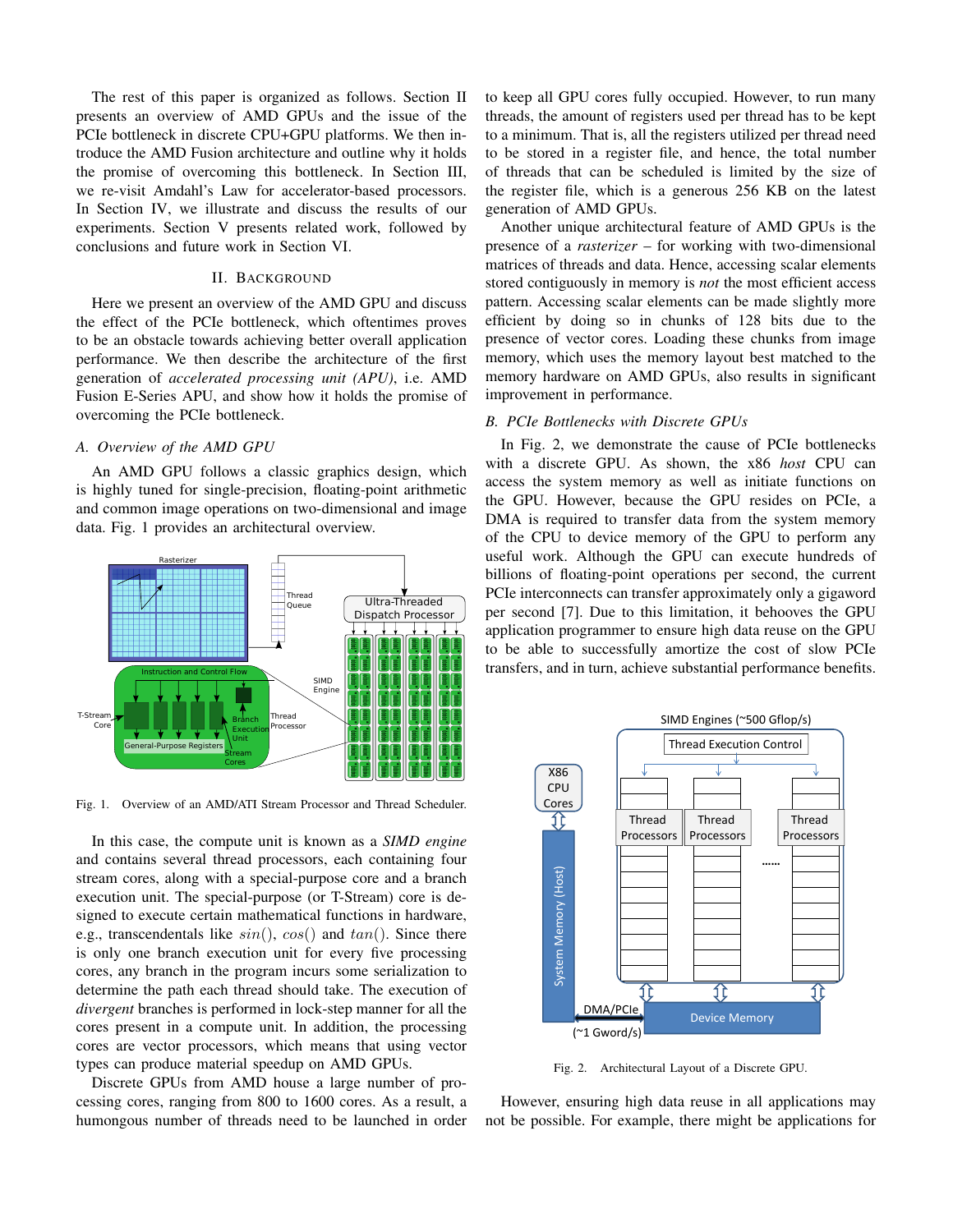The rest of this paper is organized as follows. Section II presents an overview of AMD GPUs and the issue of the PCIe bottleneck in discrete CPU+GPU platforms. We then introduce the AMD Fusion architecture and outline why it holds the promise of overcoming this bottleneck. In Section III, we re-visit Amdahl's Law for accelerator-based processors. In Section IV, we illustrate and discuss the results of our experiments. Section V presents related work, followed by conclusions and future work in Section VI.

## II. Background

Here we present an overview of the AMD GPU and discuss the effect of the PCIe bottleneck, which oftentimes proves to be an obstacle towards achieving better overall application performance. We then describe the architecture of the first generation of *accelerated processing unit (APU)*, i.e. AMD Fusion E-Series APU, and show how it holds the promise of overcoming the PCIe bottleneck.

### A. Overview of the AMD GPU

An AMD GPU follows a classic graphics design, which is highly tuned for single-precision, floating-point arithmetic and common image operations on two-dimensional and image data. Fig. 1 provides an architectural overview.

Fig. 1. Overview of an AMD/ATI Stream Processor and Thread Scheduler.

In this case, the compute unit is known as a *SIMD engine* and contains several thread processors, each containing four stream cores, along with a special-purpose core and a branch execution unit. The special-purpose (or T-Stream) core is designed to execute certain mathematical functions in hardware, e.g., transcendentals like $sin()$, $cos()$ and $tan()$. Since there is only one branch execution unit for every five processing cores, any branch in the program incurs some serialization to determine the path each thread should take. The execution of *divergent* branches is performed in lock-step manner for all the cores present in a compute unit. In addition, the processing cores are vector processors, which means that using vector types can produce material speedup on AMD GPUs.

Discrete GPUs from AMD house a large number of processing cores, ranging from 800 to 1600 cores. As a result, a humongous number of threads need to be launched in order to keep all GPU cores fully occupied. However, to run many threads, the amount of registers used per thread has to be kept to a minimum. That is, all the registers utilized per thread need to be stored in a register file, and hence, the total number of threads that can be scheduled is limited by the size of the register file, which is a generous 256 KB on the latest generation of AMD GPUs.

Another unique architectural feature of AMD GPUs is the presence of a *rasterizer* – for working with two-dimensional matrices of threads and data. Hence, accessing scalar elements stored contiguously in memory is *not* the most efficient access pattern. Accessing scalar elements can be made slightly more efficient by doing so in chunks of 128 bits due to the presence of vector cores. Loading these chunks from image memory, which uses the memory layout best matched to the memory hardware on AMD GPUs, also results in significant improvement in performance.

### B. PCIe Bottlenecks with Discrete GPUs

In Fig. 2, we demonstrate the cause of PCIe bottlenecks with a discrete GPU. As shown, the x86 *host* CPU can access the system memory as well as initiate functions on the GPU. However, because the GPU resides on PCIe, a DMA is required to transfer data from the system memory of the CPU to device memory of the GPU to perform any useful work. Although the GPU can execute hundreds of billions of floating-point operations per second, the current PCIe interconnects can transfer approximately only a gigaword per second [7]. Due to this limitation, it behooves the GPU application programmer to ensure high data reuse on the GPU to be able to successfully amortize the cost of slow PCIe transfers, and in turn, achieve substantial performance benefits.

Fig. 2. Architectural Layout of a Discrete GPU.

However, ensuring high data reuse in all applications may not be possible. For example, there might be applications for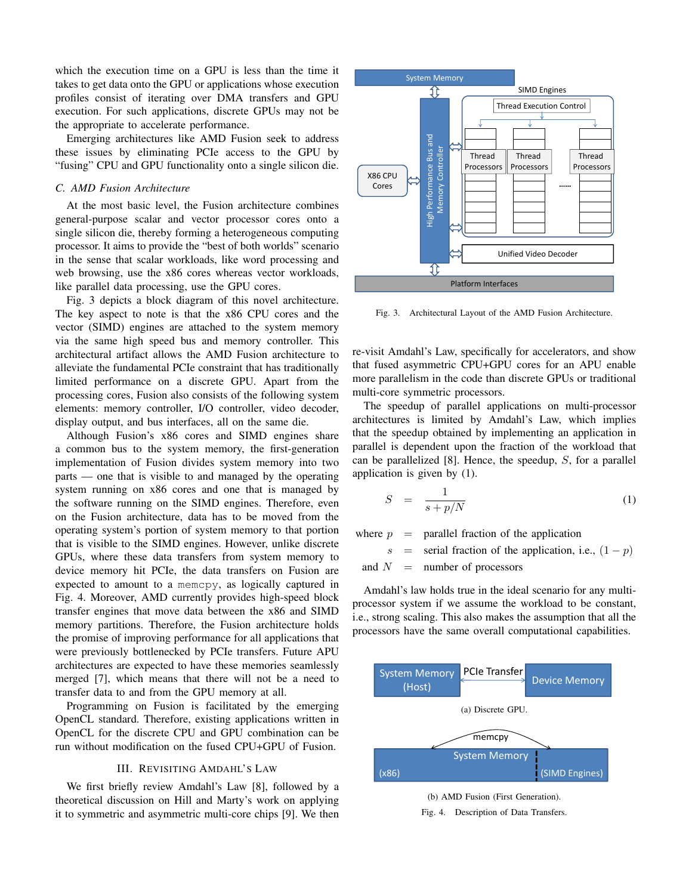which the execution time on a GPU is less than the time it takes to get data onto the GPU or applications whose execution profiles consist of iterating over DMA transfers and GPU execution. For such applications, discrete GPUs may not be the appropriate to accelerate performance.

Emerging architectures like AMD Fusion seek to address these issues by eliminating PCIe access to the GPU by "fusing" CPU and GPU functionality onto a single silicon die.

### C. AMD Fusion Architecture

At the most basic level, the Fusion architecture combines general-purpose scalar and vector processor cores onto a single silicon die, thereby forming a heterogeneous computing processor. It aims to provide the "best of both worlds" scenario in the sense that scalar workloads, like word processing and web browsing, use the x86 cores whereas vector workloads, like parallel data processing, use the GPU cores.

Fig. 3 depicts a block diagram of this novel architecture. The key aspect to note is that the x86 CPU cores and the vector (SIMD) engines are attached to the system memory via the same high speed bus and memory controller. This architectural artifact allows the AMD Fusion architecture to alleviate the fundamental PCIe constraint that has traditionally limited performance on a discrete GPU. Apart from the processing cores, Fusion also consists of the following system elements: memory controller, I/O controller, video decoder, display output, and bus interfaces, all on the same die.

Although Fusion's x86 cores and SIMD engines share a common bus to the system memory, the first-generation implementation of Fusion divides system memory into two parts — one that is visible to and managed by the operating system running on x86 cores and one that is managed by the software running on the SIMD engines. Therefore, even on the Fusion architecture, data has to be moved from the operating system's portion of system memory to that portion that is visible to the SIMD engines. However, unlike discrete GPUs, where these data transfers from system memory to device memory hit PCIe, the data transfers on Fusion are expected to amount to a `memcpy`, as logically captured in Fig. 4. Moreover, AMD currently provides high-speed block transfer engines that move data between the x86 and SIMD memory partitions. Therefore, the Fusion architecture holds the promise of improving performance for all applications that were previously bottlenecked by PCIe transfers. Future APU architectures are expected to have these memories seamlessly merged [7], which means that there will not be a need to transfer data to and from the GPU memory at all.

Programming on Fusion is facilitated by the emerging OpenCL standard. Therefore, existing applications written in OpenCL for the discrete CPU and GPU combination can be run without modification on the fused CPU+GPU of Fusion.

Fig. 3. Architectural Layout of the AMD Fusion Architecture.

## III. Revisiting Amdahl's Law

We first briefly review Amdahl's Law [8], followed by a theoretical discussion on Hill and Marty's work on applying it to symmetric and asymmetric multi-core chips [9]. We then re-visit Amdahl's Law, specifically for accelerators, and show that fused asymmetric CPU+GPU cores for an APU enable more parallelism in the code than discrete GPUs or traditional multi-core symmetric processors.

The speedup of parallel applications on multi-processor architectures is limited by Amdahl's Law, which implies that the speedup obtained by implementing an application in parallel is dependent upon the fraction of the workload that can be parallelized [8]. Hence, the speedup, $S$, for a parallel application is given by (1).

$$S = \frac{1}{s + p/N} \tag{1}$$

where $p$ = parallel fraction of the application
$s$ = serial fraction of the application, i.e., $(1 - p)$
and $N$ = number of processors

Amdahl's law holds true in the ideal scenario for any multi-processor system if we assume the workload to be constant, i.e., strong scaling. This also makes the assumption that all the processors have the same overall computational capabilities.

(a) Discrete GPU.

(b) AMD Fusion (First Generation).

Fig. 4. Description of Data Transfers.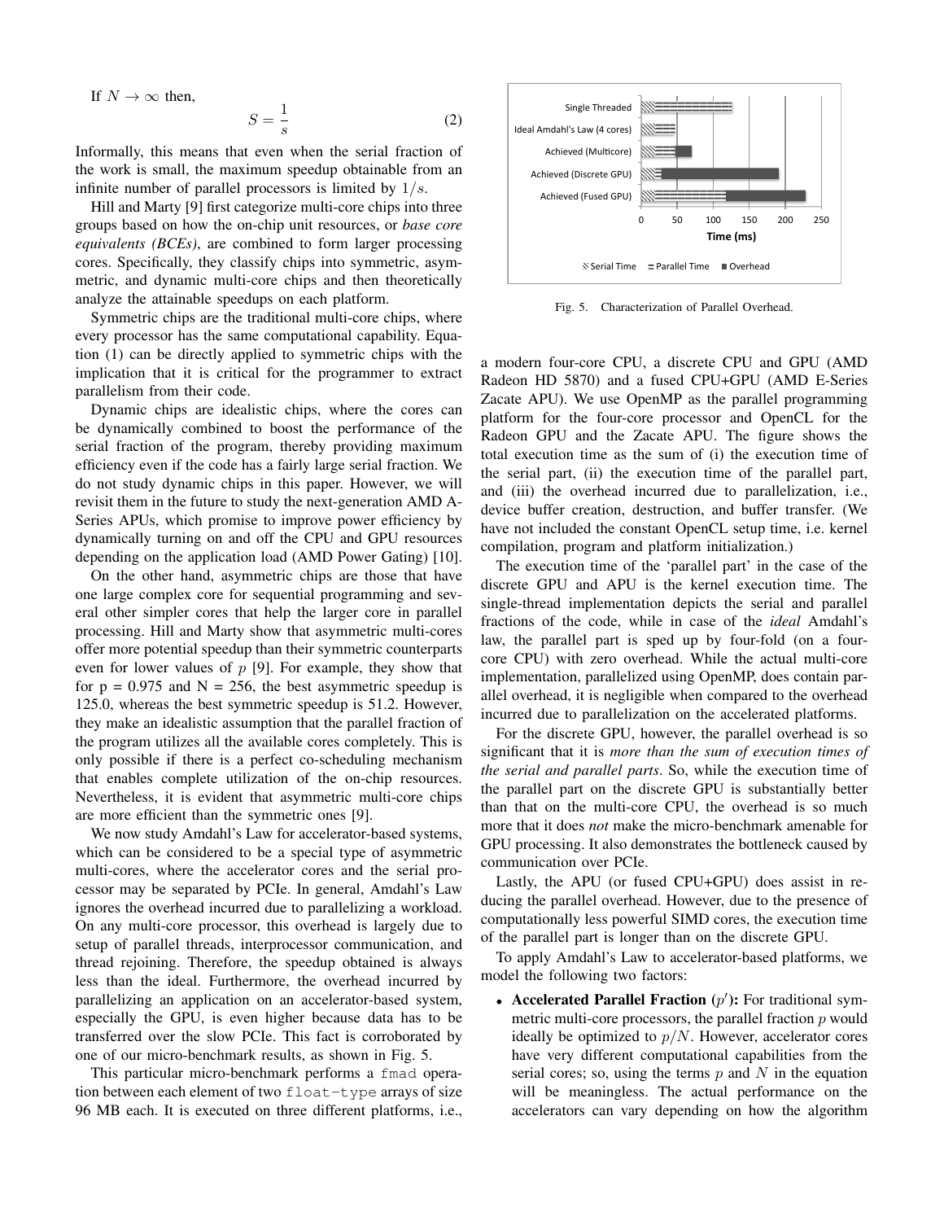If $N \to \infty$ then,

$$S = \frac{1}{s} \tag{2}$$

Informally, this means that even when the serial fraction of the work is small, the maximum speedup obtainable from an infinite number of parallel processors is limited by $1/s$.

Hill and Marty [9] first categorize multi-core chips into three groups based on how the on-chip unit resources, or *base core equivalents (BCEs)*, are combined to form larger processing cores. Specifically, they classify chips into symmetric, asymmetric, and dynamic multi-core chips and then theoretically analyze the attainable speedups on each platform.

Symmetric chips are the traditional multi-core chips, where every processor has the same computational capability. Equation (1) can be directly applied to symmetric chips with the implication that it is critical for the programmer to extract parallelism from their code.

Dynamic chips are idealistic chips, where the cores can be dynamically combined to boost the performance of the serial fraction of the program, thereby providing maximum efficiency even if the code has a fairly large serial fraction. We do not study dynamic chips in this paper. However, we will revisit them in the future to study the next-generation AMD A-Series APUs, which promise to improve power efficiency by dynamically turning on and off the CPU and GPU resources depending on the application load (AMD Power Gating) [10].

On the other hand, asymmetric chips are those that have one large complex core for sequential programming and several other simpler cores that help the larger core in parallel processing. Hill and Marty show that asymmetric multi-cores offer more potential speedup than their symmetric counterparts even for lower values of $p$ [9]. For example, they show that for p = 0.975 and N = 256, the best asymmetric speedup is 125.0, whereas the best symmetric speedup is 51.2. However, they make an idealistic assumption that the parallel fraction of the program utilizes all the available cores completely. This is only possible if there is a perfect co-scheduling mechanism that enables complete utilization of the on-chip resources. Nevertheless, it is evident that asymmetric multi-core chips are more efficient than the symmetric ones [9].

We now study Amdahl's Law for accelerator-based systems, which can be considered to be a special type of asymmetric multi-cores, where the accelerator cores and the serial processor may be separated by PCIe. In general, Amdahl's Law ignores the overhead incurred due to parallelizing a workload. On any multi-core processor, this overhead is largely due to setup of parallel threads, interprocessor communication, and thread rejoining. Therefore, the speedup obtained is always less than the ideal. Furthermore, the overhead incurred by parallelizing an application on an accelerator-based system, especially the GPU, is even higher because data has to be transferred over the slow PCIe. This fact is corroborated by one of our micro-benchmark results, as shown in Fig. 5.

This particular micro-benchmark performs a `fmad` operation between each element of two `float-type` arrays of size 96 MB each. It is executed on three different platforms, i.e., a modern four-core CPU, a discrete CPU and GPU (AMD Radeon HD 5870) and a fused CPU+GPU (AMD E-Series Zacate APU). We use OpenMP as the parallel programming platform for the four-core processor and OpenCL for the Radeon GPU and the Zacate APU. The figure shows the total execution time as the sum of (i) the execution time of the serial part, (ii) the execution time of the parallel part, and (iii) the overhead incurred due to parallelization, i.e., device buffer creation, destruction, and buffer transfer. (We have not included the constant OpenCL setup time, i.e. kernel compilation, program and platform initialization.)

Single Threaded
Ideal Amdahl's Law (4 cores)
Achieved (Multicore)
Achieved (Discrete GPU)
Achieved (Fused GPU)
0 50 100 150 200 250
Time (ms)
Serial Time
Parallel Time
Overhead

Fig. 5. Characterization of Parallel Overhead.

The execution time of the 'parallel part' in the case of the discrete GPU and APU is the kernel execution time. The single-thread implementation depicts the serial and parallel fractions of the code, while in case of the *ideal* Amdahl's law, the parallel part is sped up by four-fold (on a four-core CPU) with zero overhead. While the actual multi-core implementation, parallelized using OpenMP, does contain parallel overhead, it is negligible when compared to the overhead incurred due to parallelization on the accelerated platforms.

For the discrete GPU, however, the parallel overhead is so significant that it is *more than the sum of execution times of the serial and parallel parts*. So, while the execution time of the parallel part on the discrete GPU is substantially better than that on the multi-core CPU, the overhead is so much more that it does *not* make the micro-benchmark amenable for GPU processing. It also demonstrates the bottleneck caused by communication over PCIe.

Lastly, the APU (or fused CPU+GPU) does assist in reducing the parallel overhead. However, due to the presence of computationally less powerful SIMD cores, the execution time of the parallel part is longer than on the discrete GPU.

To apply Amdahl's Law to accelerator-based platforms, we model the following two factors:

- **Accelerated Parallel Fraction ($p'$):** For traditional symmetric multi-core processors, the parallel fraction $p$ would ideally be optimized to $p/N$. However, accelerator cores have very different computational capabilities from the serial cores; so, using the terms $p$ and $N$ in the equation will be meaningless. The actual performance on the accelerators can vary depending on how the algorithm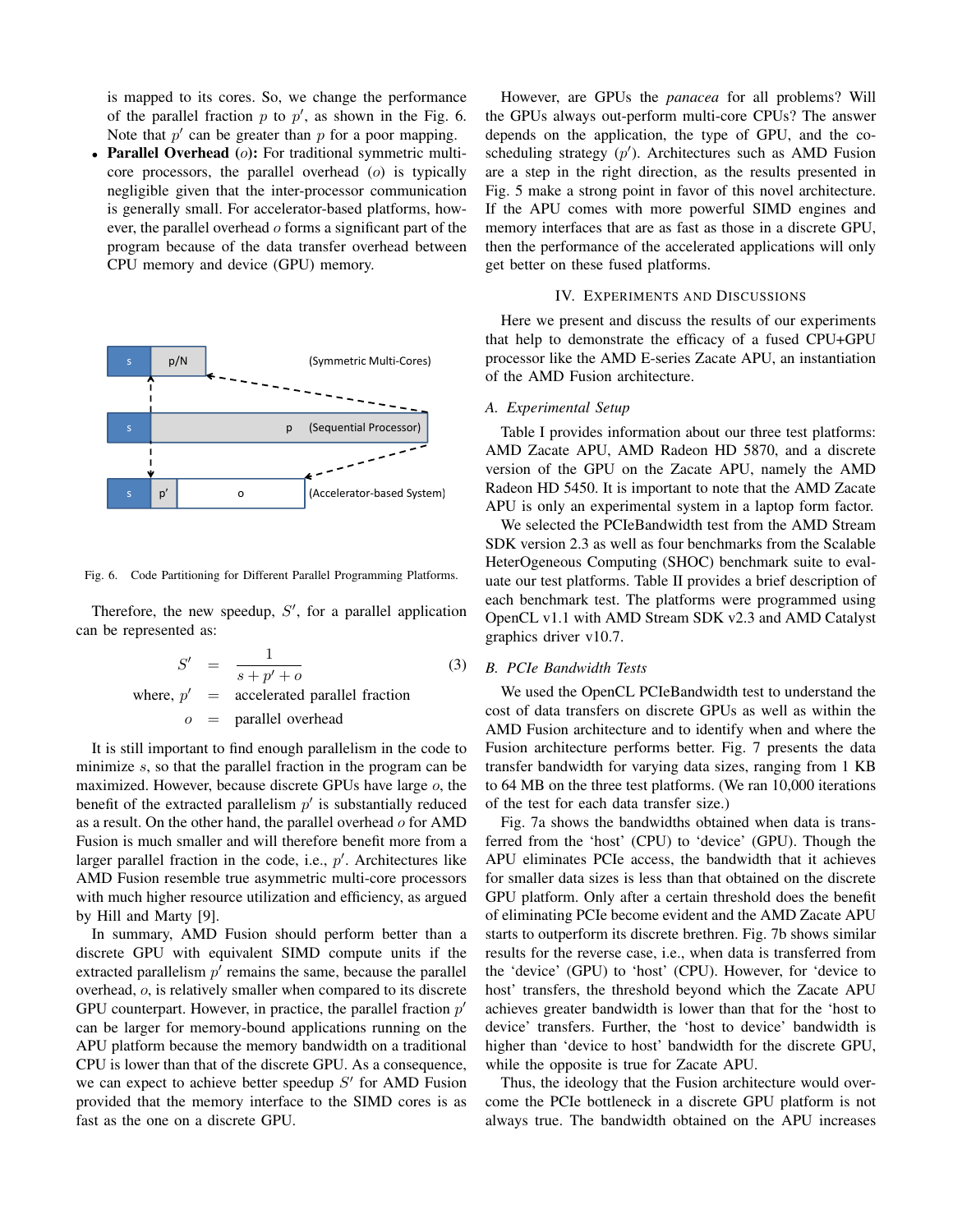is mapped to its cores. So, we change the performance of the parallel fraction $p$ to $p'$, as shown in the Fig. 6. Note that $p'$ can be greater than $p$ for a poor mapping.

- **Parallel Overhead ($o$):** For traditional symmetric multi-core processors, the parallel overhead ($o$) is typically negligible given that the inter-processor communication is generally small. For accelerator-based platforms, however, the parallel overhead $o$ forms a significant part of the program because of the data transfer overhead between CPU memory and device (GPU) memory.

Fig. 6. Code Partitioning for Different Parallel Programming Platforms.

Therefore, the new speedup, $S'$, for a parallel application can be represented as:

$$
\begin{aligned}
S' &= \frac{1}{s + p' + o} \qquad (3) \\
\text{where, } p' &= \text{accelerated parallel fraction} \\
o &= \text{parallel overhead}
\end{aligned}
$$

It is still important to find enough parallelism in the code to minimize $s$, so that the parallel fraction in the program can be maximized. However, because discrete GPUs have large $o$, the benefit of the extracted parallelism $p'$ is substantially reduced as a result. On the other hand, the parallel overhead $o$ for AMD Fusion is much smaller and will therefore benefit more from a larger parallel fraction in the code, i.e., $p'$. Architectures like AMD Fusion resemble true asymmetric multi-core processors with much higher resource utilization and efficiency, as argued by Hill and Marty [9].

In summary, AMD Fusion should perform better than a discrete GPU with equivalent SIMD compute units if the extracted parallelism $p'$ remains the same, because the parallel overhead, $o$, is relatively smaller when compared to its discrete GPU counterpart. However, in practice, the parallel fraction $p'$ can be larger for memory-bound applications running on the APU platform because the memory bandwidth on a traditional CPU is lower than that of the discrete GPU. As a consequence, we can expect to achieve better speedup $S'$ for AMD Fusion provided that the memory interface to the SIMD cores is as fast as the one on a discrete GPU.

However, are GPUs the *panacea* for all problems? Will the GPUs always out-perform multi-core CPUs? The answer depends on the application, the type of GPU, and the co-scheduling strategy ($p'$). Architectures such as AMD Fusion are a step in the right direction, as the results presented in Fig. 5 make a strong point in favor of this novel architecture. If the APU comes with more powerful SIMD engines and memory interfaces that are as fast as those in a discrete GPU, then the performance of the accelerated applications will only get better on these fused platforms.

## IV. Experiments and Discussions

Here we present and discuss the results of our experiments that help to demonstrate the efficacy of a fused CPU+GPU processor like the AMD E-series Zacate APU, an instantiation of the AMD Fusion architecture.

### A. Experimental Setup

Table I provides information about our three test platforms: AMD Zacate APU, AMD Radeon HD 5870, and a discrete version of the GPU on the Zacate APU, namely the AMD Radeon HD 5450. It is important to note that the AMD Zacate APU is only an experimental system in a laptop form factor.

We selected the PCIeBandwidth test from the AMD Stream SDK version 2.3 as well as four benchmarks from the Scalable HeterOgeneous Computing (SHOC) benchmark suite to evaluate our test platforms. Table II provides a brief description of each benchmark test. The platforms were programmed using OpenCL v1.1 with AMD Stream SDK v2.3 and AMD Catalyst graphics driver v10.7.

### B. PCIe Bandwidth Tests

We used the OpenCL PCIeBandwidth test to understand the cost of data transfers on discrete GPUs as well as within the AMD Fusion architecture and to identify when and where the Fusion architecture performs better. Fig. 7 presents the data transfer bandwidth for varying data sizes, ranging from 1 KB to 64 MB on the three test platforms. (We ran 10,000 iterations of the test for each data transfer size.)

Fig. 7a shows the bandwidths obtained when data is transferred from the 'host' (CPU) to 'device' (GPU). Though the APU eliminates PCIe access, the bandwidth that it achieves for smaller data sizes is less than that obtained on the discrete GPU platform. Only after a certain threshold does the benefit of eliminating PCIe become evident and the AMD Zacate APU starts to outperform its discrete brethren. Fig. 7b shows similar results for the reverse case, i.e., when data is transferred from the 'device' (GPU) to 'host' (CPU). However, for 'device to host' transfers, the threshold beyond which the Zacate APU achieves greater bandwidth is lower than that for the 'host to device' transfers. Further, the 'host to device' bandwidth is higher than 'device to host' bandwidth for the discrete GPU, while the opposite is true for Zacate APU.

Thus, the ideology that the Fusion architecture would overcome the PCIe bottleneck in a discrete GPU platform is not always true. The bandwidth obtained on the APU increases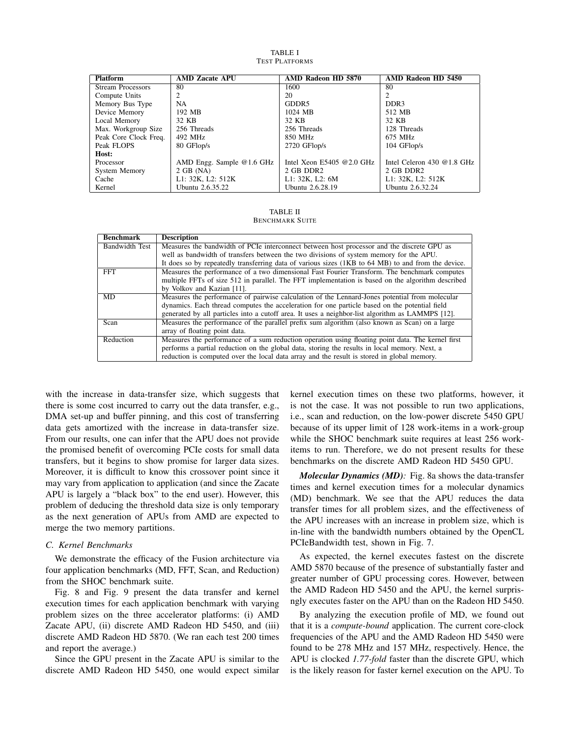TABLE I
TEST PLATFORMS

| Platform | AMD Zacate APU | AMD Radeon HD 5870 | AMD Radeon HD 5450 |
|---|---|---|---|
| Stream Processors | 80 | 1600 | 80 |
| Compute Units | 2 | 20 | 2 |
| Memory Bus Type | NA | GDDR5 | DDR3 |
| Device Memory | 192 MB | 1024 MB | 512 MB |
| Local Memory | 32 KB | 32 KB | 32 KB |
| Max. Workgroup Size | 256 Threads | 256 Threads | 128 Threads |
| Peak Core Clock Freq. | 492 MHz | 850 MHz | 675 MHz |
| Peak FLOPS | 80 GFlop/s | 2720 GFlop/s | 104 GFlop/s |
| **Host:** | | | |
| Processor | AMD Engg. Sample @1.6 GHz | Intel Xeon E5405 @2.0 GHz | Intel Celeron 430 @1.8 GHz |
| System Memory | 2 GB (NA) | 2 GB DDR2 | 2 GB DDR2 |
| Cache | L1: 32K, L2: 512K | L1: 32K, L2: 6M | L1: 32K, L2: 512K |
| Kernel | Ubuntu 2.6.35.22 | Ubuntu 2.6.28.19 | Ubuntu 2.6.32.24 |

TABLE II
BENCHMARK SUITE

| Benchmark | Description |
|---|---|
| Bandwidth Test | Measures the bandwidth of PCIe interconnect between host processor and the discrete GPU as well as bandwidth of transfers between the two divisions of system memory for the APU. It does so by repeatedly transferring data of various sizes (1KB to 64 MB) to and from the device. |
| FFT | Measures the performance of a two dimensional Fast Fourier Transform. The benchmark computes multiple FFTs of size 512 in parallel. The FFT implementation is based on the algorithm described by Volkov and Kazian [11]. |
| MD | Measures the performance of pairwise calculation of the Lennard-Jones potential from molecular dynamics. Each thread computes the acceleration for one particle based on the potential field generated by all particles into a cutoff area. It uses a neighbor-list algorithm as LAMMPS [12]. |
| Scan | Measures the performance of the parallel prefix sum algorithm (also known as Scan) on a large array of floating point data. |
| Reduction | Measures the performance of a sum reduction operation using floating point data. The kernel first performs a partial reduction on the global data, storing the results in local memory. Next, a reduction is computed over the local data array and the result is stored in global memory. |

with the increase in data-transfer size, which suggests that there is some cost incurred to carry out the data transfer, e.g., DMA set-up and buffer pinning, and this cost of transferring data gets amortized with the increase in data-transfer size. From our results, one can infer that the APU does not provide the promised benefit of overcoming PCIe costs for small data transfers, but it begins to show promise for larger data sizes. Moreover, it is difficult to know this crossover point since it may vary from application to application (and since the Zacate APU is largely a "black box" to the end user). However, this problem of deducing the threshold data size is only temporary as the next generation of APUs from AMD are expected to merge the two memory partitions.

### C. Kernel Benchmarks

We demonstrate the efficacy of the Fusion architecture via four application benchmarks (MD, FFT, Scan, and Reduction) from the SHOC benchmark suite.

Fig. 8 and Fig. 9 present the data transfer and kernel execution times for each application benchmark with varying problem sizes on the three accelerator platforms: (i) AMD Zacate APU, (ii) discrete AMD Radeon HD 5450, and (iii) discrete AMD Radeon HD 5870. (We ran each test 200 times and report the average.)

Since the GPU present in the Zacate APU is similar to the discrete AMD Radeon HD 5450, one would expect similar kernel execution times on these two platforms, however, it is not the case. It was not possible to run two applications, i.e., scan and reduction, on the low-power discrete 5450 GPU because of its upper limit of 128 work-items in a work-group while the SHOC benchmark suite requires at least 256 work-items to run. Therefore, we do not present results for these benchmarks on the discrete AMD Radeon HD 5450 GPU.

***Molecular Dynamics (MD):*** Fig. 8a shows the data-transfer times and kernel execution times for a molecular dynamics (MD) benchmark. We see that the APU reduces the data transfer times for all problem sizes, and the effectiveness of the APU increases with an increase in problem size, which is in-line with the bandwidth numbers obtained by the OpenCL PCIeBandwidth test, shown in Fig. 7.

As expected, the kernel executes fastest on the discrete AMD 5870 because of the presence of substantially faster and greater number of GPU processing cores. However, between the AMD Radeon HD 5450 and the APU, the kernel surprisngly executes faster on the APU than on the Radeon HD 5450.

By analyzing the execution profile of MD, we found out that it is a *compute-bound* application. The current core-clock frequencies of the APU and the AMD Radeon HD 5450 were found to be 278 MHz and 157 MHz, respectively. Hence, the APU is clocked *1.77-fold* faster than the discrete GPU, which is the likely reason for faster kernel execution on the APU. To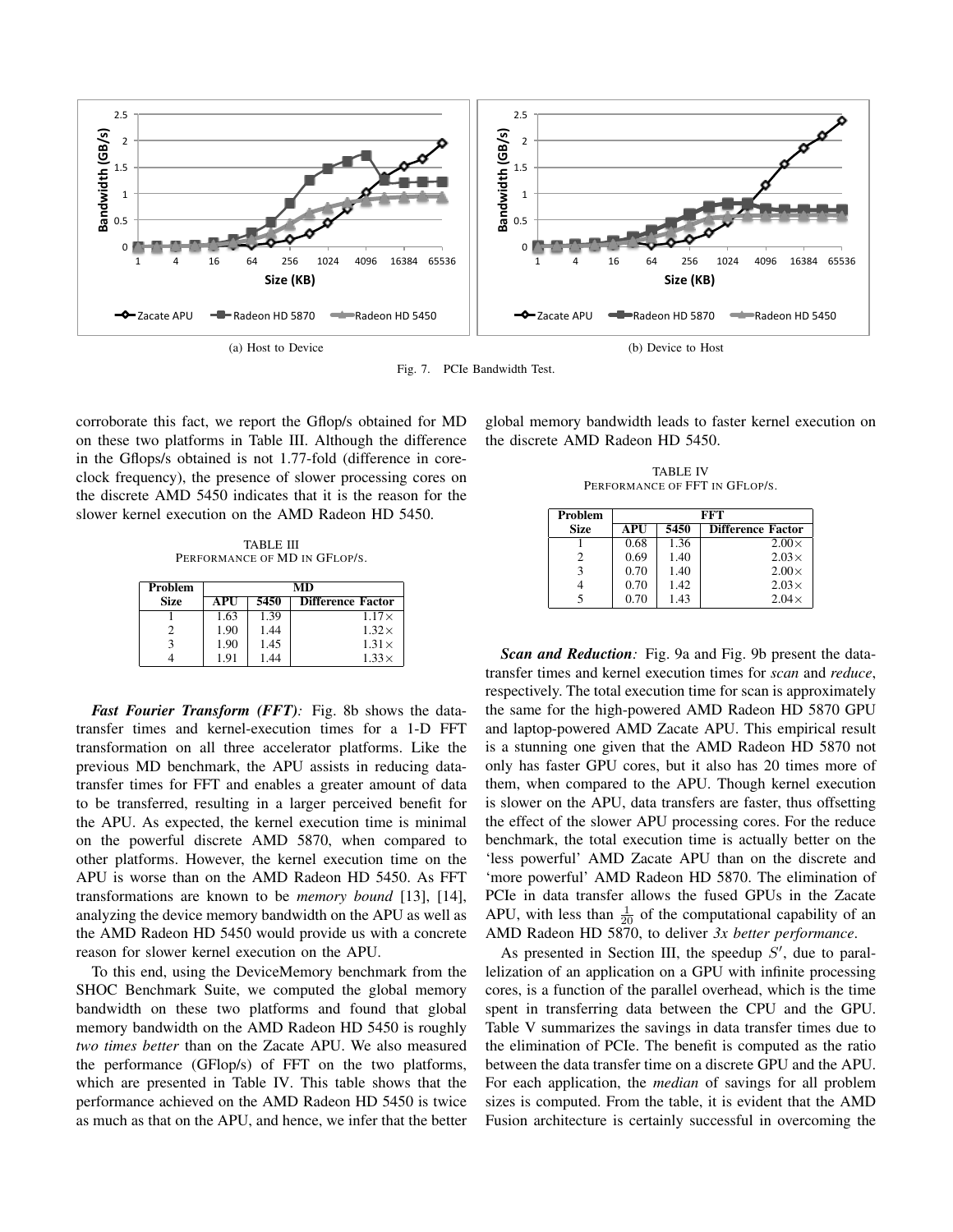(a) Host to Device

(b) Device to Host

Fig. 7. PCIe Bandwidth Test.

corroborate this fact, we report the Gflop/s obtained for MD on these two platforms in Table III. Although the difference in the Gflops/s obtained is not 1.77-fold (difference in core-clock frequency), the presence of slower processing cores on the discrete AMD 5450 indicates that it is the reason for the slower kernel execution on the AMD Radeon HD 5450.

TABLE III
PERFORMANCE OF MD IN GFLOP/S.

| Problem Size | MD | | |
|---|---|---|---|
| | APU | 5450 | Difference Factor |
| 1 | 1.63 | 1.39 | 1.17× |
| 2 | 1.90 | 1.44 | 1.32× |
| 3 | 1.90 | 1.45 | 1.31× |
| 4 | 1.91 | 1.44 | 1.33× |

***Fast Fourier Transform (FFT):*** Fig. 8b shows the data-transfer times and kernel-execution times for a 1-D FFT transformation on all three accelerator platforms. Like the previous MD benchmark, the APU assists in reducing data-transfer times for FFT and enables a greater amount of data to be transferred, resulting in a larger perceived benefit for the APU. As expected, the kernel execution time is minimal on the powerful discrete AMD 5870, when compared to other platforms. However, the kernel execution time on the APU is worse than on the AMD Radeon HD 5450. As FFT transformations are known to be *memory bound* [13], [14], analyzing the device memory bandwidth on the APU as well as the AMD Radeon HD 5450 would provide us with a concrete reason for slower kernel execution on the APU.

To this end, using the DeviceMemory benchmark from the SHOC Benchmark Suite, we computed the global memory bandwidth on these two platforms and found that global memory bandwidth on the AMD Radeon HD 5450 is roughly *two times better* than on the Zacate APU. We also measured the performance (GFlop/s) of FFT on the two platforms, which are presented in Table IV. This table shows that the performance achieved on the AMD Radeon HD 5450 is twice as much as that on the APU, and hence, we infer that the better global memory bandwidth leads to faster kernel execution on the discrete AMD Radeon HD 5450.

TABLE IV
PERFORMANCE OF FFT IN GFLOP/S.

| Problem Size | FFT | | |
|---|---|---|---|
| | APU | 5450 | Difference Factor |
| 1 | 0.68 | 1.36 | 2.00× |
| 2 | 0.69 | 1.40 | 2.03× |
| 3 | 0.70 | 1.40 | 2.00× |
| 4 | 0.70 | 1.42 | 2.03× |
| 5 | 0.70 | 1.43 | 2.04× |

***Scan and Reduction:*** Fig. 9a and Fig. 9b present the data-transfer times and kernel execution times for *scan* and *reduce*, respectively. The total execution time for scan is approximately the same for the high-powered AMD Radeon HD 5870 GPU and laptop-powered AMD Zacate APU. This empirical result is a stunning one given that the AMD Radeon HD 5870 not only has faster GPU cores, but it also has 20 times more of them, when compared to the APU. Though kernel execution is slower on the APU, data transfers are faster, thus offsetting the effect of the slower APU processing cores. For the reduce benchmark, the total execution time is actually better on the 'less powerful' AMD Zacate APU than on the discrete and 'more powerful' AMD Radeon HD 5870. The elimination of PCIe in data transfer allows the fused GPUs in the Zacate APU, with less than $\frac{1}{20}$ of the computational capability of an AMD Radeon HD 5870, to deliver *3x better performance*.

As presented in Section III, the speedup $S'$, due to parallelization of an application on a GPU with infinite processing cores, is a function of the parallel overhead, which is the time spent in transferring data between the CPU and the GPU. Table V summarizes the savings in data transfer times due to the elimination of PCIe. The benefit is computed as the ratio between the data transfer time on a discrete GPU and the APU. For each application, the *median* of savings for all problem sizes is computed. From the table, it is evident that the AMD Fusion architecture is certainly successful in overcoming the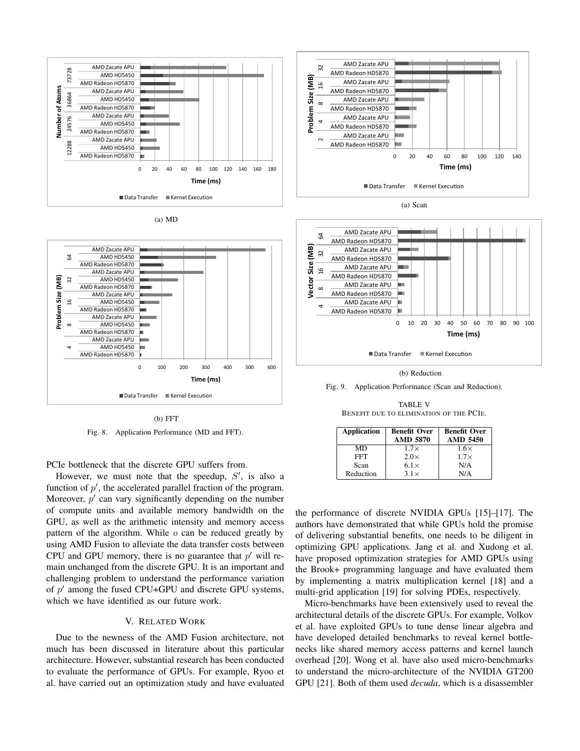(a) MD

(b) FFT

Fig. 8. Application Performance (MD and FFT).

PCIe bottleneck that the discrete GPU suffers from.

However, we must note that the speedup, $S'$, is also a function of $p'$, the accelerated parallel fraction of the program. Moreover, $p'$ can vary significantly depending on the number of compute units and available memory bandwidth on the GPU, as well as the arithmetic intensity and memory access pattern of the algorithm. While $o$ can be reduced greatly by using AMD Fusion to alleviate the data transfer costs between CPU and GPU memory, there is no guarantee that $p'$ will remain unchanged from the discrete GPU. It is an important and challenging problem to understand the performance variation of $p'$ among the fused CPU+GPU and discrete GPU systems, which we have identified as our future work.

## V. Related Work

Due to the newness of the AMD Fusion architecture, not much has been discussed in literature about this particular architecture. However, substantial research has been conducted to evaluate the performance of GPUs. For example, Ryoo et al. have carried out an optimization study and have evaluated the performance of discrete NVIDIA GPUs [15]–[17]. The authors have demonstrated that while GPUs hold the promise of delivering substantial benefits, one needs to be diligent in optimizing GPU applications. Jang et al. and Xudong et al. have proposed optimization strategies for AMD GPUs using the Brook+ programming language and have evaluated them by implementing a matrix multiplication kernel [18] and a multi-grid application [19] for solving PDEs, respectively.

Micro-benchmarks have been extensively used to reveal the architectural details of the discrete GPUs. For example, Volkov et al. have exploited GPUs to tune dense linear algebra and have developed detailed benchmarks to reveal kernel bottlenecks like shared memory access patterns and kernel launch overhead [20]. Wong et al. have also used micro-benchmarks to understand the micro-architecture of the NVIDIA GT200 GPU [21]. Both of them used *decuda*, which is a disassembler

(a) Scan

(b) Reduction

Fig. 9. Application Performance (Scan and Reduction).

TABLE V
Benefit due to elimination of the PCIe.

| Application | Benefit Over AMD 5870 | Benefit Over AMD 5450 |
|---|---|---|
| MD | 1.7× | 1.6× |
| FFT | 2.0× | 1.7× |
| Scan | 6.1× | N/A |
| Reduction | 3.1× | N/A |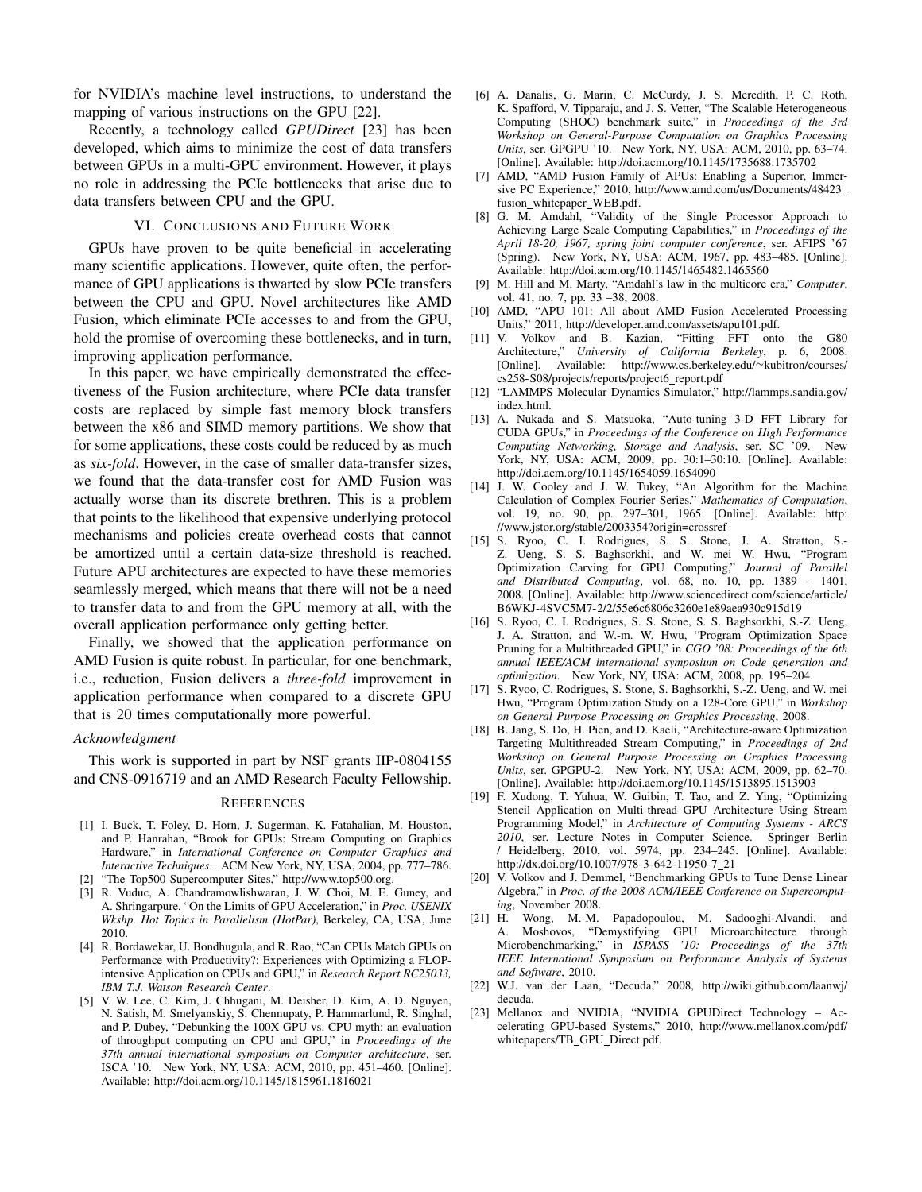for NVIDIA's machine level instructions, to understand the mapping of various instructions on the GPU [22].

Recently, a technology called *GPUDirect* [23] has been developed, which aims to minimize the cost of data transfers between GPUs in a multi-GPU environment. However, it plays no role in addressing the PCIe bottlenecks that arise due to data transfers between CPU and the GPU.

## VI. Conclusions and Future Work

GPUs have proven to be quite beneficial in accelerating many scientific applications. However, quite often, the performance of GPU applications is thwarted by slow PCIe transfers between the CPU and GPU. Novel architectures like AMD Fusion, which eliminate PCIe accesses to and from the GPU, hold the promise of overcoming these bottlenecks, and in turn, improving application performance.

In this paper, we have empirically demonstrated the effectiveness of the Fusion architecture, where PCIe data transfer costs are replaced by simple fast memory block transfers between the x86 and SIMD memory partitions. We show that for some applications, these costs could be reduced by as much as *six-fold*. However, in the case of smaller data-transfer sizes, we found that the data-transfer cost for AMD Fusion was actually worse than its discrete brethren. This is a problem that points to the likelihood that expensive underlying protocol mechanisms and policies create overhead costs that cannot be amortized until a certain data-size threshold is reached. Future APU architectures are expected to have these memories seamlessly merged, which means that there will not be a need to transfer data to and from the GPU memory at all, with the overall application performance only getting better.

Finally, we showed that the application performance on AMD Fusion is quite robust. In particular, for one benchmark, i.e., reduction, Fusion delivers a *three-fold* improvement in application performance when compared to a discrete GPU that is 20 times computationally more powerful.

### *Acknowledgment*

This work is supported in part by NSF grants IIP-0804155 and CNS-0916719 and an AMD Research Faculty Fellowship.

## References

[1] I. Buck, T. Foley, D. Horn, J. Sugerman, K. Fatahalian, M. Houston, and P. Hanrahan, "Brook for GPUs: Stream Computing on Graphics Hardware," in *International Conference on Computer Graphics and Interactive Techniques*. ACM New York, NY, USA, 2004, pp. 777–786.

[2] "The Top500 Supercomputer Sites," http://www.top500.org.

[3] R. Vuduc, A. Chandramowlishwaran, J. W. Choi, M. E. Guney, and A. Shringarpure, "On the Limits of GPU Acceleration," in *Proc. USENIX Wkshp. Hot Topics in Parallelism (HotPar)*, Berkeley, CA, USA, June 2010.

[4] R. Bordawekar, U. Bondhugula, and R. Rao, "Can CPUs Match GPUs on Performance with Productivity?: Experiences with Optimizing a FLOP-intensive Application on CPUs and GPU," in *Research Report RC25033, IBM T.J. Watson Research Center*.

[5] V. W. Lee, C. Kim, J. Chhugani, M. Deisher, D. Kim, A. D. Nguyen, N. Satish, M. Smelyanskiy, S. Chennupaty, P. Hammarlund, R. Singhal, and P. Dubey, "Debunking the 100X GPU vs. CPU myth: an evaluation of throughput computing on CPU and GPU," in *Proceedings of the 37th annual international symposium on Computer architecture*, ser. ISCA '10. New York, NY, USA: ACM, 2010, pp. 451–460. [Online]. Available: http://doi.acm.org/10.1145/1815961.1816021

[6] A. Danalis, G. Marin, C. McCurdy, J. S. Meredith, P. C. Roth, K. Spafford, V. Tipparaju, and J. S. Vetter, "The Scalable Heterogeneous Computing (SHOC) benchmark suite," in *Proceedings of the 3rd Workshop on General-Purpose Computation on Graphics Processing Units*, ser. GPGPU '10. New York, NY, USA: ACM, 2010, pp. 63–74. [Online]. Available: http://doi.acm.org/10.1145/1735688.1735702

[7] AMD, "AMD Fusion Family of APUs: Enabling a Superior, Immersive PC Experience," 2010, http://www.amd.com/us/Documents/48423_fusion_whitepaper_WEB.pdf.

[8] G. M. Amdahl, "Validity of the Single Processor Approach to Achieving Large Scale Computing Capabilities," in *Proceedings of the April 18-20, 1967, spring joint computer conference*, ser. AFIPS '67 (Spring). New York, NY, USA: ACM, 1967, pp. 483–485. [Online]. Available: http://doi.acm.org/10.1145/1465482.1465560

[9] M. Hill and M. Marty, "Amdahl's law in the multicore era," *Computer*, vol. 41, no. 7, pp. 33 –38, 2008.

[10] AMD, "APU 101: All about AMD Fusion Accelerated Processing Units," 2011, http://developer.amd.com/assets/apu101.pdf.

[11] V. Volkov and B. Kazian, "Fitting FFT onto the G80 Architecture," *University of California Berkeley*, p. 6, 2008. [Online]. Available: http://www.cs.berkeley.edu/~kubitron/courses/cs258-S08/projects/reports/project6_report.pdf

[12] "LAMMPS Molecular Dynamics Simulator," http://lammps.sandia.gov/index.html.

[13] A. Nukada and S. Matsuoka, "Auto-tuning 3-D FFT Library for CUDA GPUs," in *Proceedings of the Conference on High Performance Computing Networking, Storage and Analysis*, ser. SC '09. New York, NY, USA: ACM, 2009, pp. 30:1–30:10. [Online]. Available: http://doi.acm.org/10.1145/1654059.1654090

[14] J. W. Cooley and J. W. Tukey, "An Algorithm for the Machine Calculation of Complex Fourier Series," *Mathematics of Computation*, vol. 19, no. 90, pp. 297–301, 1965. [Online]. Available: http://www.jstor.org/stable/2003354?origin=crossref

[15] S. Ryoo, C. I. Rodrigues, S. S. Stone, J. A. Stratton, S.-Z. Ueng, S. S. Baghsorkhi, and W. mei W. Hwu, "Program Optimization Carving for GPU Computing," *Journal of Parallel and Distributed Computing*, vol. 68, no. 10, pp. 1389 – 1401, 2008. [Online]. Available: http://www.sciencedirect.com/science/article/B6WKJ-4SVC5M7-2/2/55e6c6806c3260e1e89aea930c915d19

[16] S. Ryoo, C. I. Rodrigues, S. S. Stone, S. S. Baghsorkhi, S.-Z. Ueng, J. A. Stratton, and W.-m. W. Hwu, "Program Optimization Space Pruning for a Multithreaded GPU," in *CGO '08: Proceedings of the 6th annual IEEE/ACM international symposium on Code generation and optimization*. New York, NY, USA: ACM, 2008, pp. 195–204.

[17] S. Ryoo, C. Rodrigues, S. Stone, S. Baghsorkhi, S.-Z. Ueng, and W. mei Hwu, "Program Optimization Study on a 128-Core GPU," in *Workshop on General Purpose Processing on Graphics Processing*, 2008.

[18] B. Jang, S. Do, H. Pien, and D. Kaeli, "Architecture-aware Optimization Targeting Multithreaded Stream Computing," in *Proceedings of 2nd Workshop on General Purpose Processing on Graphics Processing Units*, ser. GPGPU-2. New York, NY, USA: ACM, 2009, pp. 62–70. [Online]. Available: http://doi.acm.org/10.1145/1513895.1513903

[19] F. Xudong, T. Yuhua, W. Guibin, T. Tao, and Z. Ying, "Optimizing Stencil Application on Multi-thread GPU Architecture Using Stream Programming Model," in *Architecture of Computing Systems - ARCS 2010*, ser. Lecture Notes in Computer Science. Springer Berlin / Heidelberg, 2010, vol. 5974, pp. 234–245. [Online]. Available: http://dx.doi.org/10.1007/978-3-642-11950-7_21

[20] V. Volkov and J. Demmel, "Benchmarking GPUs to Tune Dense Linear Algebra," in *Proc. of the 2008 ACM/IEEE Conference on Supercomputing*, November 2008.

[21] H. Wong, M.-M. Papadopoulou, M. Sadooghi-Alvandi, and A. Moshovos, "Demystifying GPU Microarchitecture through Microbenchmarking," in *ISPASS '10: Proceedings of the 37th IEEE International Symposium on Performance Analysis of Systems and Software*, 2010.

[22] W.J. van der Laan, "Decuda," 2008, http://wiki.github.com/laanwj/decuda.

[23] Mellanox and NVIDIA, "NVIDIA GPUDirect Technology – Accelerating GPU-based Systems," 2010, http://www.mellanox.com/pdf/whitepapers/TB_GPU_Direct.pdf.